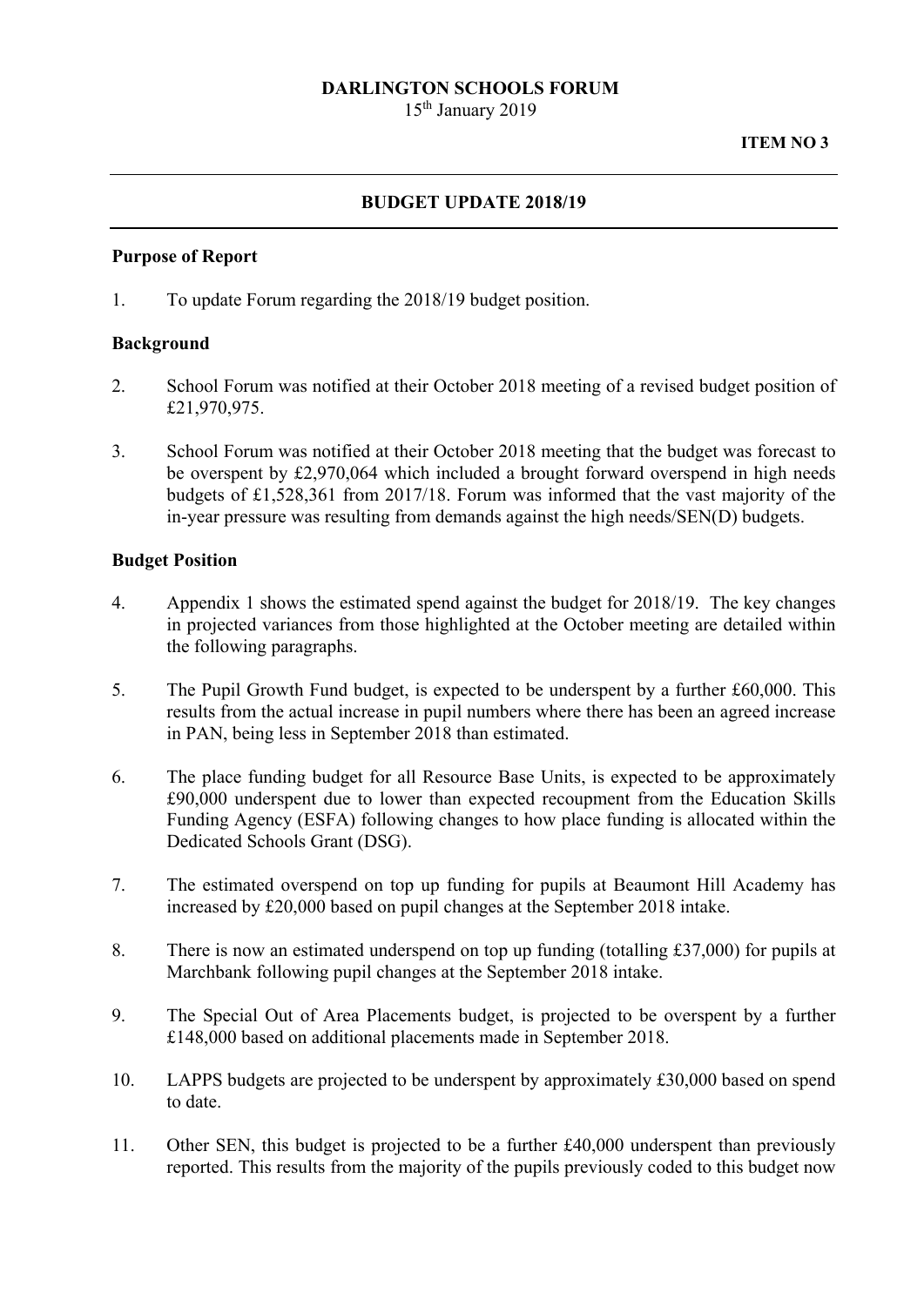**DARLINGTON SCHOOLS FORUM**

15th January 2019

**ITEM NO 3**

---

**BUDGET UPDATE 2018/19**

---

**Purpose of Report**

1. To update Forum regarding the 2018/19 budget position.

**Background**

2. School Forum was notified at their October 2018 meeting of a revised budget position of £21,970,975.

3. School Forum was notified at their October 2018 meeting that the budget was forecast to be overspent by £2,970,064 which included a brought forward overspend in high needs budgets of £1,528,361 from 2017/18. Forum was informed that the vast majority of the in-year pressure was resulting from demands against the high needs/SEN(D) budgets.

**Budget Position**

4. Appendix 1 shows the estimated spend against the budget for 2018/19. The key changes in projected variances from those highlighted at the October meeting are detailed within the following paragraphs.

5. The Pupil Growth Fund budget, is expected to be underspent by a further £60,000. This results from the actual increase in pupil numbers where there has been an agreed increase in PAN, being less in September 2018 than estimated.

6. The place funding budget for all Resource Base Units, is expected to be approximately £90,000 underspent due to lower than expected recoupment from the Education Skills Funding Agency (ESFA) following changes to how place funding is allocated within the Dedicated Schools Grant (DSG).

7. The estimated overspend on top up funding for pupils at Beaumont Hill Academy has increased by £20,000 based on pupil changes at the September 2018 intake.

8. There is now an estimated underspend on top up funding (totalling £37,000) for pupils at Marchbank following pupil changes at the September 2018 intake.

9. The Special Out of Area Placements budget, is projected to be overspent by a further £148,000 based on additional placements made in September 2018.

10. LAPPS budgets are projected to be underspent by approximately £30,000 based on spend to date.

11. Other SEN, this budget is projected to be a further £40,000 underspent than previously reported. This results from the majority of the pupils previously coded to this budget now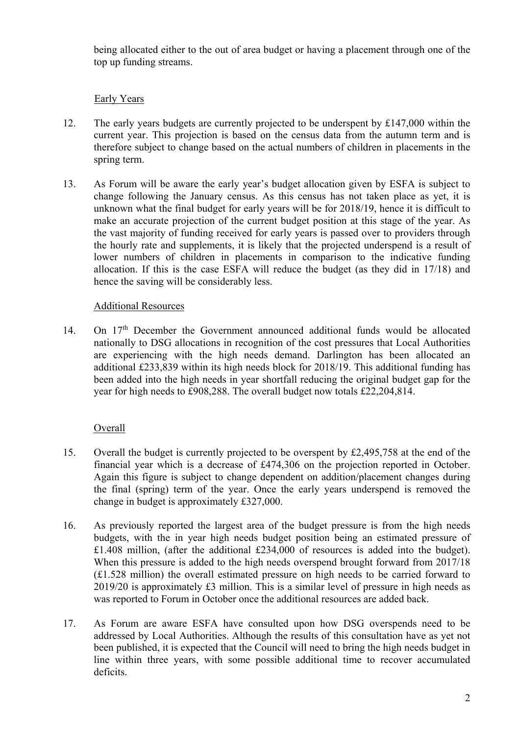being allocated either to the out of area budget or having a placement through one of the top up funding streams.

### Early Years

12. The early years budgets are currently projected to be underspent by £147,000 within the current year. This projection is based on the census data from the autumn term and is therefore subject to change based on the actual numbers of children in placements in the spring term.

13. As Forum will be aware the early year's budget allocation given by ESFA is subject to change following the January census. As this census has not taken place as yet, it is unknown what the final budget for early years will be for 2018/19, hence it is difficult to make an accurate projection of the current budget position at this stage of the year. As the vast majority of funding received for early years is passed over to providers through the hourly rate and supplements, it is likely that the projected underspend is a result of lower numbers of children in placements in comparison to the indicative funding allocation. If this is the case ESFA will reduce the budget (as they did in 17/18) and hence the saving will be considerably less.

### Additional Resources

14. On 17th December the Government announced additional funds would be allocated nationally to DSG allocations in recognition of the cost pressures that Local Authorities are experiencing with the high needs demand. Darlington has been allocated an additional £233,839 within its high needs block for 2018/19. This additional funding has been added into the high needs in year shortfall reducing the original budget gap for the year for high needs to £908,288. The overall budget now totals £22,204,814.

### Overall

15. Overall the budget is currently projected to be overspent by £2,495,758 at the end of the financial year which is a decrease of £474,306 on the projection reported in October. Again this figure is subject to change dependent on addition/placement changes during the final (spring) term of the year. Once the early years underspend is removed the change in budget is approximately £327,000.

16. As previously reported the largest area of the budget pressure is from the high needs budgets, with the in year high needs budget position being an estimated pressure of £1.408 million, (after the additional £234,000 of resources is added into the budget). When this pressure is added to the high needs overspend brought forward from 2017/18 (£1.528 million) the overall estimated pressure on high needs to be carried forward to 2019/20 is approximately £3 million. This is a similar level of pressure in high needs as was reported to Forum in October once the additional resources are added back.

17. As Forum are aware ESFA have consulted upon how DSG overspends need to be addressed by Local Authorities. Although the results of this consultation have as yet not been published, it is expected that the Council will need to bring the high needs budget in line within three years, with some possible additional time to recover accumulated deficits.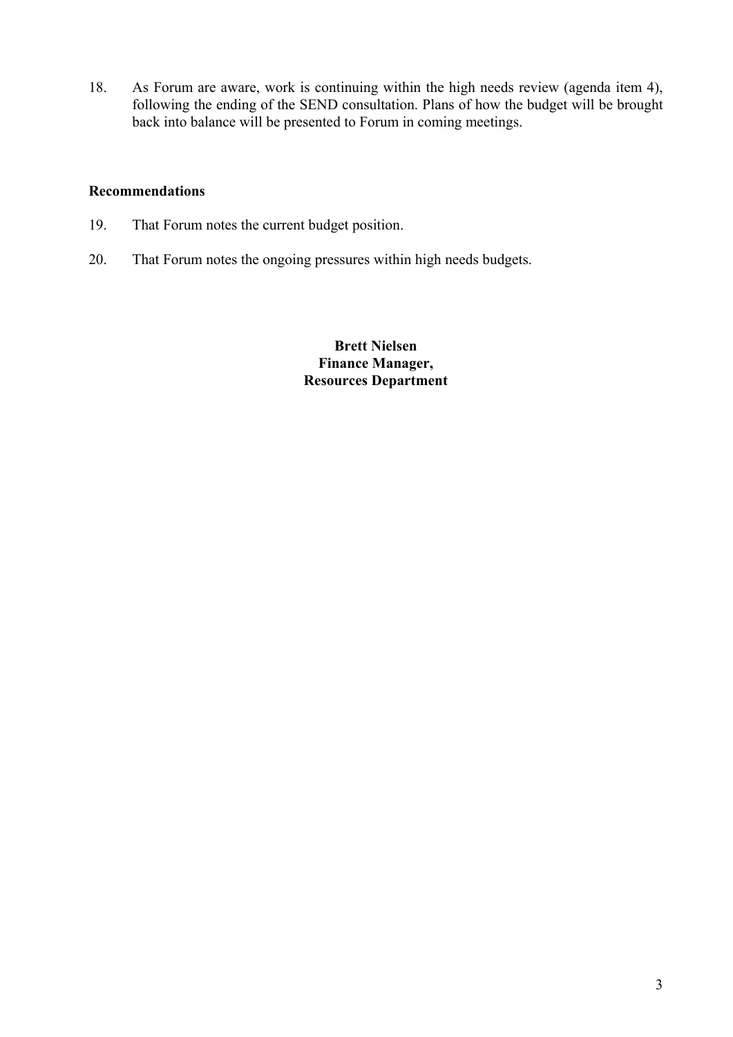18. As Forum are aware, work is continuing within the high needs review (agenda item 4), following the ending of the SEND consultation. Plans of how the budget will be brought back into balance will be presented to Forum in coming meetings.

**Recommendations**

19. That Forum notes the current budget position.

20. That Forum notes the ongoing pressures within high needs budgets.

**Brett Nielsen**
**Finance Manager,**
**Resources Department**